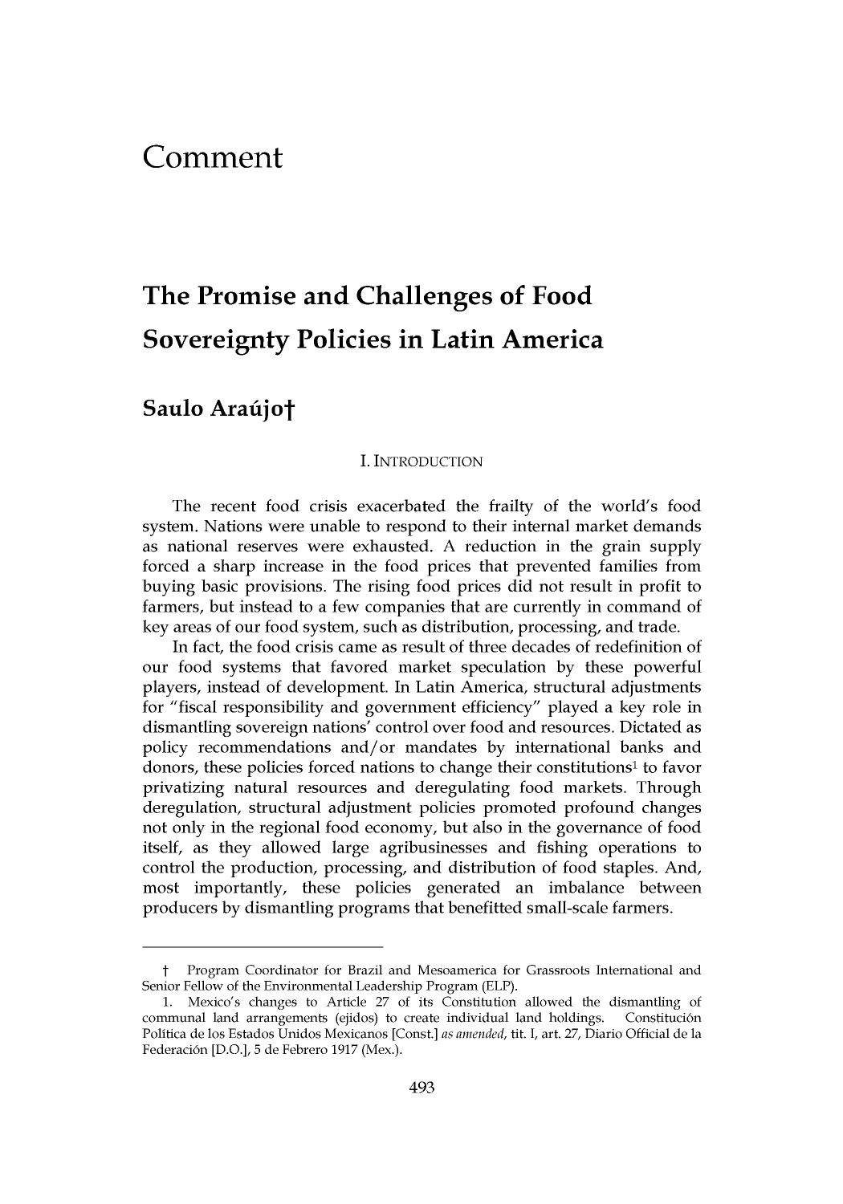# Comment

## The Promise and Challenges of Food Sovereignty Policies in Latin America

### Saulo Araújo†

#### I. INTRODUCTION

The recent food crisis exacerbated the frailty of the world's food system. Nations were unable to respond to their internal market demands as national reserves were exhausted. A reduction in the grain supply forced a sharp increase in the food prices that prevented families from buying basic provisions. The rising food prices did not result in profit to farmers, but instead to a few companies that are currently in command of key areas of our food system, such as distribution, processing, and trade.

In fact, the food crisis came as result of three decades of redefinition of our food systems that favored market speculation by these powerful players, instead of development. In Latin America, structural adjustments for "fiscal responsibility and government efficiency" played a key role in dismantling sovereign nations' control over food and resources. Dictated as policy recommendations and/or mandates by international banks and donors, these policies forced nations to change their constitutions[1] to favor privatizing natural resources and deregulating food markets. Through deregulation, structural adjustment policies promoted profound changes not only in the regional food economy, but also in the governance of food itself, as they allowed large agribusinesses and fishing operations to control the production, processing, and distribution of food staples. And, most importantly, these policies generated an imbalance between producers by dismantling programs that benefitted small-scale farmers.

---

† Program Coordinator for Brazil and Mesoamerica for Grassroots International and Senior Fellow of the Environmental Leadership Program (ELP).

1. Mexico's changes to Article 27 of its Constitution allowed the dismantling of communal land arrangements (ejidos) to create individual land holdings. Constitución Política de los Estados Unidos Mexicanos [Const.] *as amended*, tit. I, art. 27, Diario Official de la Federación [D.O.], 5 de Febrero 1917 (Mex.).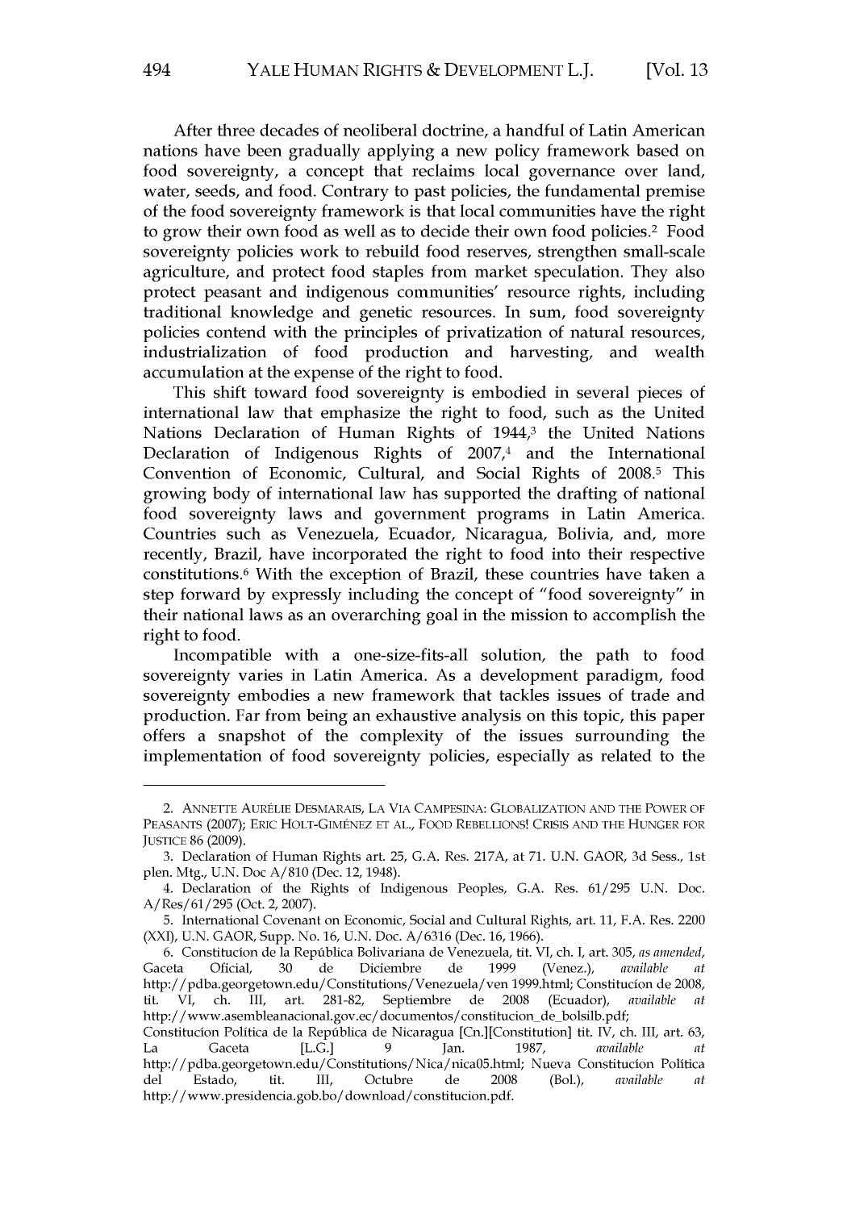After three decades of neoliberal doctrine, a handful of Latin American nations have been gradually applying a new policy framework based on food sovereignty, a concept that reclaims local governance over land, water, seeds, and food. Contrary to past policies, the fundamental premise of the food sovereignty framework is that local communities have the right to grow their own food as well as to decide their own food policies.[2] Food sovereignty policies work to rebuild food reserves, strengthen small-scale agriculture, and protect food staples from market speculation. They also protect peasant and indigenous communities' resource rights, including traditional knowledge and genetic resources. In sum, food sovereignty policies contend with the principles of privatization of natural resources, industrialization of food production and harvesting, and wealth accumulation at the expense of the right to food.

This shift toward food sovereignty is embodied in several pieces of international law that emphasize the right to food, such as the United Nations Declaration of Human Rights of 1944,[3] the United Nations Declaration of Indigenous Rights of 2007,[4] and the International Convention of Economic, Cultural, and Social Rights of 2008.[5] This growing body of international law has supported the drafting of national food sovereignty laws and government programs in Latin America. Countries such as Venezuela, Ecuador, Nicaragua, Bolivia, and, more recently, Brazil, have incorporated the right to food into their respective constitutions.[6] With the exception of Brazil, these countries have taken a step forward by expressly including the concept of "food sovereignty" in their national laws as an overarching goal in the mission to accomplish the right to food.

Incompatible with a one-size-fits-all solution, the path to food sovereignty varies in Latin America. As a development paradigm, food sovereignty embodies a new framework that tackles issues of trade and production. Far from being an exhaustive analysis on this topic, this paper offers a snapshot of the complexity of the issues surrounding the implementation of food sovereignty policies, especially as related to the

---

2. ANNETTE AURÉLIE DESMARAIS, LA VIA CAMPESINA: GLOBALIZATION AND THE POWER OF PEASANTS (2007); ERIC HOLT-GIMÉNEZ ET AL., FOOD REBELLIONS! CRISIS AND THE HUNGER FOR JUSTICE 86 (2009).

3. Declaration of Human Rights art. 25, G.A. Res. 217A, at 71. U.N. GAOR, 3d Sess., 1st plen. Mtg., U.N. Doc A/810 (Dec. 12, 1948).

4. Declaration of the Rights of Indigenous Peoples, G.A. Res. 61/295 U.N. Doc. A/Res/61/295 (Oct. 2, 2007).

5. International Covenant on Economic, Social and Cultural Rights, art. 11, F.A. Res. 2200 (XXI), U.N. GAOR, Supp. No. 16, U.N. Doc. A/6316 (Dec. 16, 1966).

6. Constitucíon de la República Bolivariana de Venezuela, tit. VI, ch. I, art. 305, *as amended*, Gaceta Oficial, 30 de Diciembre de 1999 (Venez.), *available at* http://pdba.georgetown.edu/Constitutions/Venezuela/ven 1999.html; Constitucíon de 2008, tit. VI, ch. III, art. 281-82, Septiembre de 2008 (Ecuador), *available at* http://www.asembleanacional.gov.ec/documentos/constitucion_de_bolsilb.pdf; Constitucíon Política de la República de Nicaragua [Cn.][Constitution] tit. IV, ch. III, art. 63, La Gaceta [L.G.] 9 Jan. 1987, *available at* http://pdba.georgetown.edu/Constitutions/Nica/nica05.html; Nueva Constitucíon Política del Estado, tit. III, Octubre de 2008 (Bol.), *available at* http://www.presidencia.gob.bo/download/constitucion.pdf.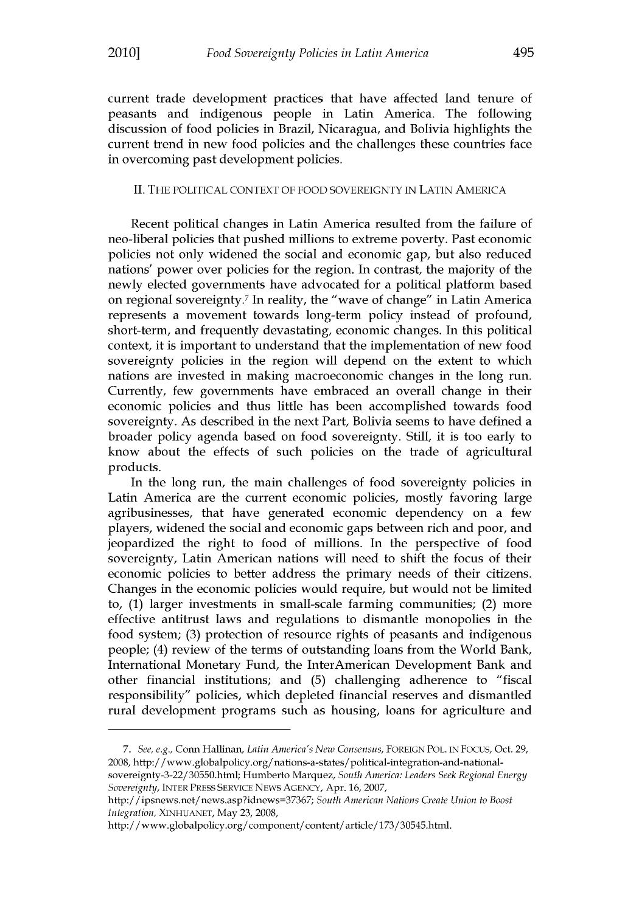current trade development practices that have affected land tenure of peasants and indigenous people in Latin America. The following discussion of food policies in Brazil, Nicaragua, and Bolivia highlights the current trend in new food policies and the challenges these countries face in overcoming past development policies.

## II. The Political Context of Food Sovereignty in Latin America

Recent political changes in Latin America resulted from the failure of neo-liberal policies that pushed millions to extreme poverty. Past economic policies not only widened the social and economic gap, but also reduced nations' power over policies for the region. In contrast, the majority of the newly elected governments have advocated for a political platform based on regional sovereignty.[7] In reality, the "wave of change" in Latin America represents a movement towards long-term policy instead of profound, short-term, and frequently devastating, economic changes. In this political context, it is important to understand that the implementation of new food sovereignty policies in the region will depend on the extent to which nations are invested in making macroeconomic changes in the long run. Currently, few governments have embraced an overall change in their economic policies and thus little has been accomplished towards food sovereignty. As described in the next Part, Bolivia seems to have defined a broader policy agenda based on food sovereignty. Still, it is too early to know about the effects of such policies on the trade of agricultural products.

In the long run, the main challenges of food sovereignty policies in Latin America are the current economic policies, mostly favoring large agribusinesses, that have generated economic dependency on a few players, widened the social and economic gaps between rich and poor, and jeopardized the right to food of millions. In the perspective of food sovereignty, Latin American nations will need to shift the focus of their economic policies to better address the primary needs of their citizens. Changes in the economic policies would require, but would not be limited to, (1) larger investments in small-scale farming communities; (2) more effective antitrust laws and regulations to dismantle monopolies in the food system; (3) protection of resource rights of peasants and indigenous people; (4) review of the terms of outstanding loans from the World Bank, International Monetary Fund, the InterAmerican Development Bank and other financial institutions; and (5) challenging adherence to "fiscal responsibility" policies, which depleted financial reserves and dismantled rural development programs such as housing, loans for agriculture and

---

7. *See, e.g.*, Conn Hallinan, *Latin America's New Consensus*, FOREIGN POL. IN FOCUS, Oct. 29, 2008, http://www.globalpolicy.org/nations-a-states/political-integration-and-national-sovereignty-3-22/30550.html; Humberto Marquez, *South America: Leaders Seek Regional Energy Sovereignty*, INTER PRESS SERVICE NEWS AGENCY, Apr. 16, 2007, http://ipsnews.net/news.asp?idnews=37367; *South American Nations Create Union to Boost Integration*, XINHUANET, May 23, 2008, http://www.globalpolicy.org/component/content/article/173/30545.html.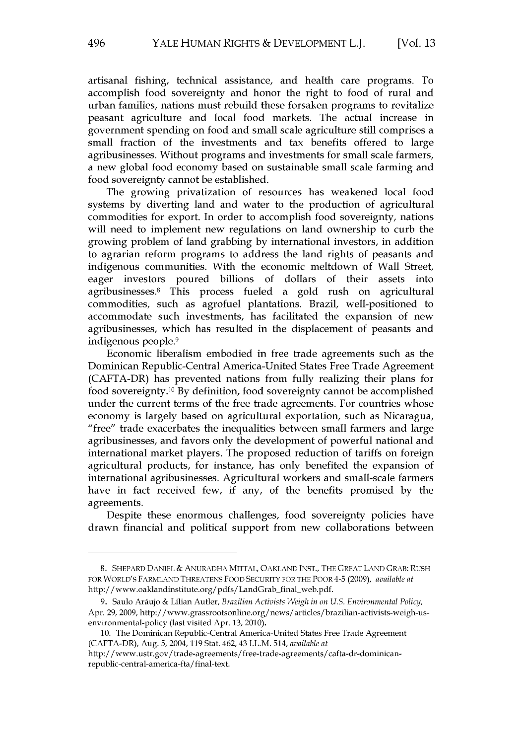artisanal fishing, technical assistance, and health care programs. To accomplish food sovereignty and honor the right to food of rural and urban families, nations must rebuild these forsaken programs to revitalize peasant agriculture and local food markets. The actual increase in government spending on food and small scale agriculture still comprises a small fraction of the investments and tax benefits offered to large agribusinesses. Without programs and investments for small scale farmers, a new global food economy based on sustainable small scale farming and food sovereignty cannot be established.

The growing privatization of resources has weakened local food systems by diverting land and water to the production of agricultural commodities for export. In order to accomplish food sovereignty, nations will need to implement new regulations on land ownership to curb the growing problem of land grabbing by international investors, in addition to agrarian reform programs to address the land rights of peasants and indigenous communities. With the economic meltdown of Wall Street, eager investors poured billions of dollars of their assets into agribusinesses.[8] This process fueled a gold rush on agricultural commodities, such as agrofuel plantations. Brazil, well-positioned to accommodate such investments, has facilitated the expansion of new agribusinesses, which has resulted in the displacement of peasants and indigenous people.[9]

Economic liberalism embodied in free trade agreements such as the Dominican Republic-Central America-United States Free Trade Agreement (CAFTA-DR) has prevented nations from fully realizing their plans for food sovereignty.[10] By definition, food sovereignty cannot be accomplished under the current terms of the free trade agreements. For countries whose economy is largely based on agricultural exportation, such as Nicaragua, "free" trade exacerbates the inequalities between small farmers and large agribusinesses, and favors only the development of powerful national and international market players. The proposed reduction of tariffs on foreign agricultural products, for instance, has only benefited the expansion of international agribusinesses. Agricultural workers and small-scale farmers have in fact received few, if any, of the benefits promised by the agreements.

Despite these enormous challenges, food sovereignty policies have drawn financial and political support from new collaborations between

---

8. SHEPARD DANIEL & ANURADHA MITTAL, OAKLAND INST., THE GREAT LAND GRAB: RUSH FOR WORLD'S FARMLAND THREATENS FOOD SECURITY FOR THE POOR 4-5 (2009), *available at* http://www.oaklandinstitute.org/pdfs/LandGrab_final_web.pdf.

9. Saulo Aráujo & Lilian Autler, *Brazilian Activists Weigh in on U.S. Environmental Policy*, Apr. 29, 2009, http://www.grassrootsonline.org/news/articles/brazilian-activists-weigh-us-environmental-policy (last visited Apr. 13, 2010).

10. The Dominican Republic-Central America-United States Free Trade Agreement (CAFTA-DR), Aug. 5, 2004, 119 Stat. 462, 43 I.L.M. 514, *available at* http://www.ustr.gov/trade-agreements/free-trade-agreements/cafta-dr-dominican-republic-central-america-fta/final-text.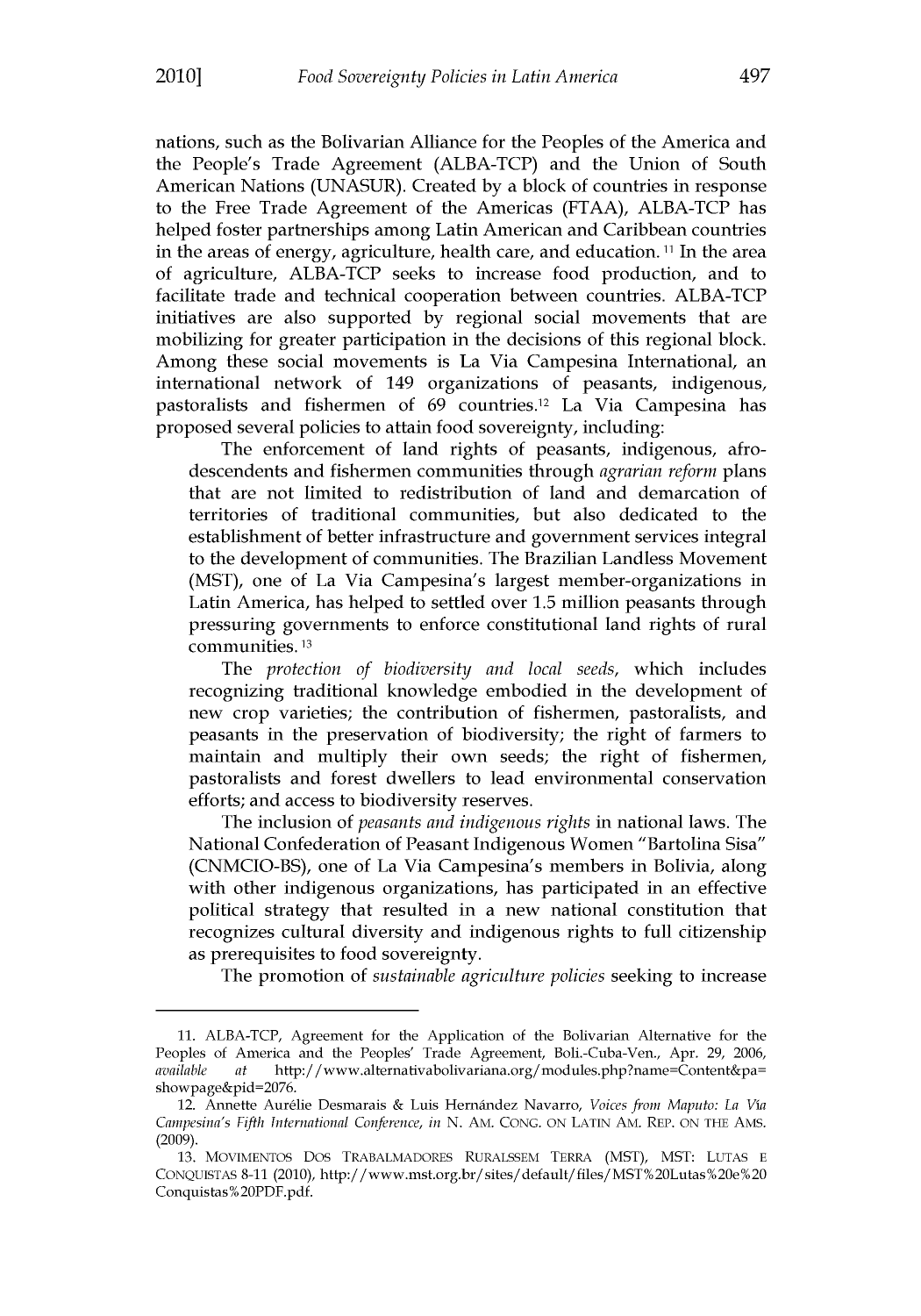nations, such as the Bolivarian Alliance for the Peoples of the America and the People's Trade Agreement (ALBA-TCP) and the Union of South American Nations (UNASUR). Created by a block of countries in response to the Free Trade Agreement of the Americas (FTAA), ALBA-TCP has helped foster partnerships among Latin American and Caribbean countries in the areas of energy, agriculture, health care, and education.[11] In the area of agriculture, ALBA-TCP seeks to increase food production, and to facilitate trade and technical cooperation between countries. ALBA-TCP initiatives are also supported by regional social movements that are mobilizing for greater participation in the decisions of this regional block. Among these social movements is La Via Campesina International, an international network of 149 organizations of peasants, indigenous, pastoralists and fishermen of 69 countries.[12] La Via Campesina has proposed several policies to attain food sovereignty, including:

> The enforcement of land rights of peasants, indigenous, afro-descendents and fishermen communities through *agrarian reform* plans that are not limited to redistribution of land and demarcation of territories of traditional communities, but also dedicated to the establishment of better infrastructure and government services integral to the development of communities. The Brazilian Landless Movement (MST), one of La Via Campesina's largest member-organizations in Latin America, has helped to settled over 1.5 million peasants through pressuring governments to enforce constitutional land rights of rural communities.[13]
>
> The *protection of biodiversity and local seeds*, which includes recognizing traditional knowledge embodied in the development of new crop varieties; the contribution of fishermen, pastoralists, and peasants in the preservation of biodiversity; the right of farmers to maintain and multiply their own seeds; the right of fishermen, pastoralists and forest dwellers to lead environmental conservation efforts; and access to biodiversity reserves.
>
> The inclusion of *peasants and indigenous rights* in national laws. The National Confederation of Peasant Indigenous Women "Bartolina Sisa" (CNMCIO-BS), one of La Via Campesina's members in Bolivia, along with other indigenous organizations, has participated in an effective political strategy that resulted in a new national constitution that recognizes cultural diversity and indigenous rights to full citizenship as prerequisites to food sovereignty.
>
> The promotion of *sustainable agriculture policies* seeking to increase

---

11. ALBA-TCP, Agreement for the Application of the Bolivarian Alternative for the Peoples of America and the Peoples' Trade Agreement, Boli.-Cuba-Ven., Apr. 29, 2006, *available at* http://www.alternativabolivariana.org/modules.php?name=Content&pa=showpage&pid=2076.

12. Annette Aurélie Desmarais & Luis Hernández Navarro, *Voices from Maputo: La Via Campesina's Fifth International Conference*, *in* N. AM. CONG. ON LATIN AM. REP. ON THE AMS. (2009).

13. MOVIMENTOS DOS TRABALMADORES RURALSSEM TERRA (MST), MST: LUTAS E CONQUISTAS 8-11 (2010), http://www.mst.org.br/sites/default/files/MST%20Lutas%20e%20Conquistas%20PDF.pdf.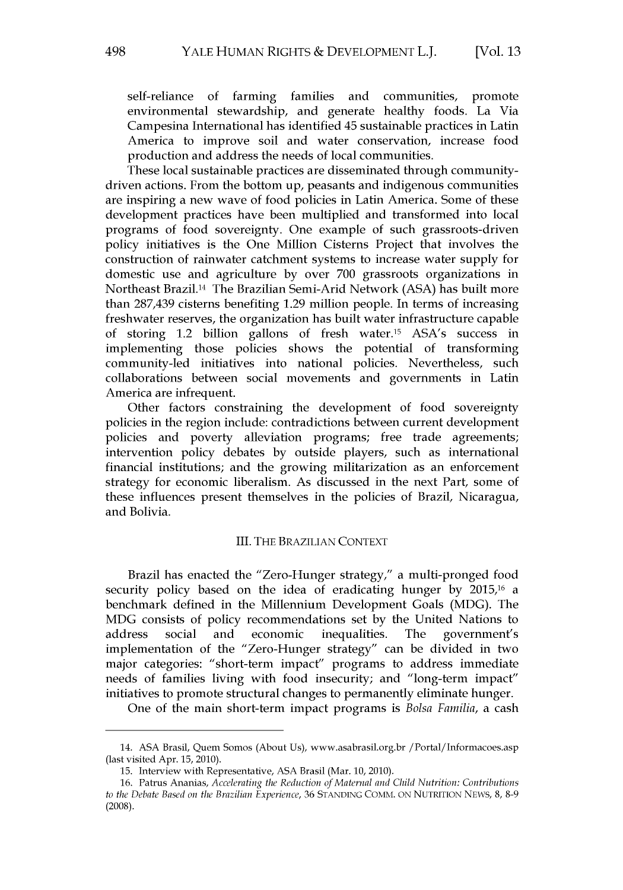self-reliance of farming families and communities, promote environmental stewardship, and generate healthy foods. La Via Campesina International has identified 45 sustainable practices in Latin America to improve soil and water conservation, increase food production and address the needs of local communities.

These local sustainable practices are disseminated through community-driven actions. From the bottom up, peasants and indigenous communities are inspiring a new wave of food policies in Latin America. Some of these development practices have been multiplied and transformed into local programs of food sovereignty. One example of such grassroots-driven policy initiatives is the One Million Cisterns Project that involves the construction of rainwater catchment systems to increase water supply for domestic use and agriculture by over 700 grassroots organizations in Northeast Brazil.[14] The Brazilian Semi-Arid Network (ASA) has built more than 287,439 cisterns benefiting 1.29 million people. In terms of increasing freshwater reserves, the organization has built water infrastructure capable of storing 1.2 billion gallons of fresh water.[15] ASA's success in implementing those policies shows the potential of transforming community-led initiatives into national policies. Nevertheless, such collaborations between social movements and governments in Latin America are infrequent.

Other factors constraining the development of food sovereignty policies in the region include: contradictions between current development policies and poverty alleviation programs; free trade agreements; intervention policy debates by outside players, such as international financial institutions; and the growing militarization as an enforcement strategy for economic liberalism. As discussed in the next Part, some of these influences present themselves in the policies of Brazil, Nicaragua, and Bolivia.

## III. THE BRAZILIAN CONTEXT

Brazil has enacted the "Zero-Hunger strategy," a multi-pronged food security policy based on the idea of eradicating hunger by 2015,[16] a benchmark defined in the Millennium Development Goals (MDG). The MDG consists of policy recommendations set by the United Nations to address social and economic inequalities. The government's implementation of the "Zero-Hunger strategy" can be divided in two major categories: "short-term impact" programs to address immediate needs of families living with food insecurity; and "long-term impact" initiatives to promote structural changes to permanently eliminate hunger.

One of the main short-term impact programs is *Bolsa Familia*, a cash

---

14. ASA Brasil, Quem Somos (About Us), www.asabrasil.org.br /Portal/Informacoes.asp (last visited Apr. 15, 2010).

15. Interview with Representative, ASA Brasil (Mar. 10, 2010).

16. Patrus Ananias, *Accelerating the Reduction of Maternal and Child Nutrition: Contributions to the Debate Based on the Brazilian Experience*, 36 STANDING COMM. ON NUTRITION NEWS, 8, 8-9 (2008).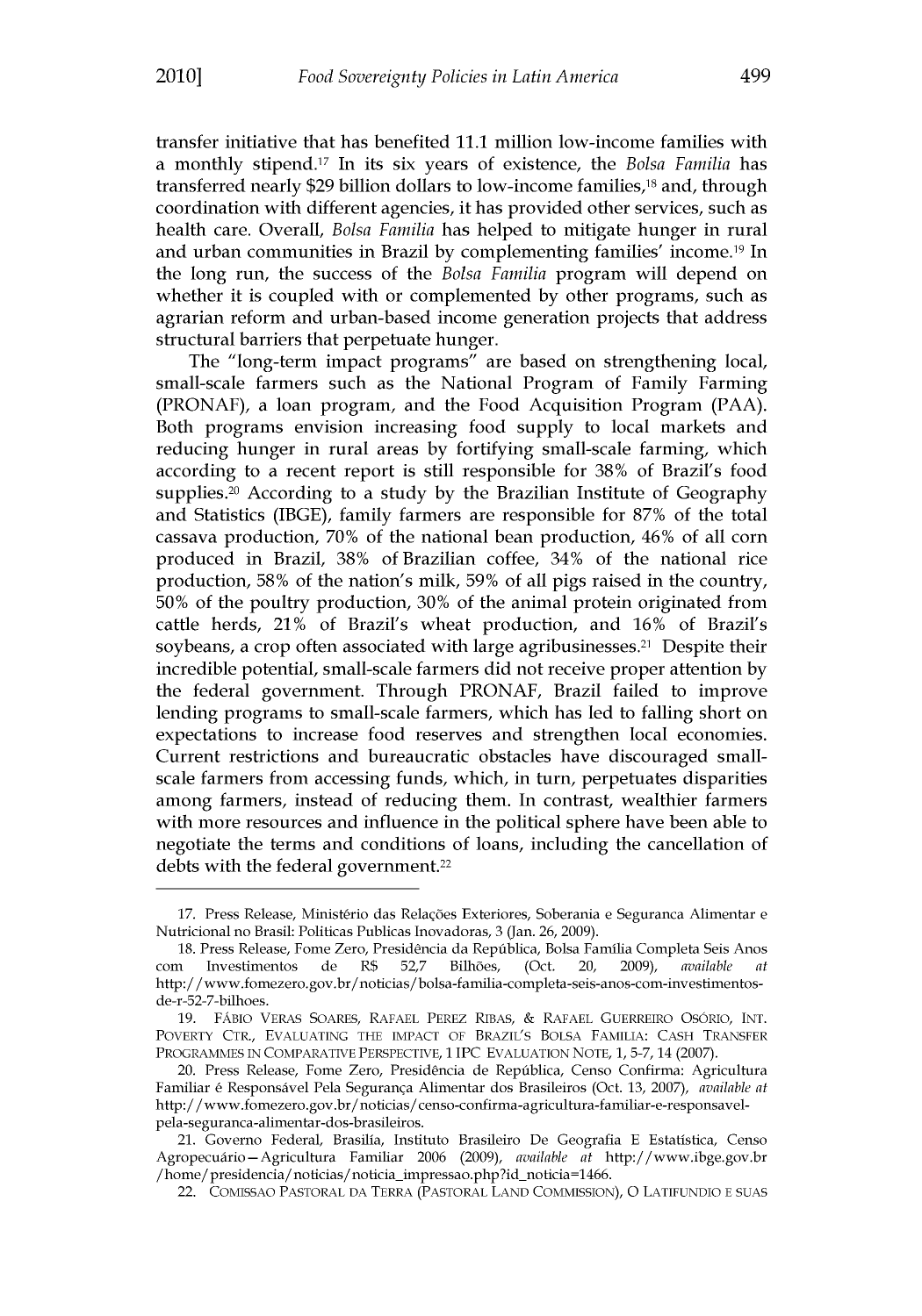transfer initiative that has benefited 11.1 million low-income families with a monthly stipend.[17] In its six years of existence, the *Bolsa Familia* has transferred nearly $29 billion dollars to low-income families,[18] and, through coordination with different agencies, it has provided other services, such as health care. Overall, *Bolsa Familia* has helped to mitigate hunger in rural and urban communities in Brazil by complementing families' income.[19] In the long run, the success of the *Bolsa Familia* program will depend on whether it is coupled with or complemented by other programs, such as agrarian reform and urban-based income generation projects that address structural barriers that perpetuate hunger.

The "long-term impact programs" are based on strengthening local, small-scale farmers such as the National Program of Family Farming (PRONAF), a loan program, and the Food Acquisition Program (PAA). Both programs envision increasing food supply to local markets and reducing hunger in rural areas by fortifying small-scale farming, which according to a recent report is still responsible for 38% of Brazil's food supplies.[20] According to a study by the Brazilian Institute of Geography and Statistics (IBGE), family farmers are responsible for 87% of the total cassava production, 70% of the national bean production, 46% of all corn produced in Brazil, 38% of Brazilian coffee, 34% of the national rice production, 58% of the nation's milk, 59% of all pigs raised in the country, 50% of the poultry production, 30% of the animal protein originated from cattle herds, 21% of Brazil's wheat production, and 16% of Brazil's soybeans, a crop often associated with large agribusinesses.[21] Despite their incredible potential, small-scale farmers did not receive proper attention by the federal government. Through PRONAF, Brazil failed to improve lending programs to small-scale farmers, which has led to falling short on expectations to increase food reserves and strengthen local economies. Current restrictions and bureaucratic obstacles have discouraged small-scale farmers from accessing funds, which, in turn, perpetuates disparities among farmers, instead of reducing them. In contrast, wealthier farmers with more resources and influence in the political sphere have been able to negotiate the terms and conditions of loans, including the cancellation of debts with the federal government.[22]

---

17. Press Release, Ministério das Relações Exteriores, Soberania e Seguranca Alimentar e Nutricional no Brasil: Politicas Publicas Inovadoras, 3 (Jan. 26, 2009).

18. Press Release, Fome Zero, Presidência da República, Bolsa Família Completa Seis Anos com Investimentos de R$ 52,7 Bilhões, (Oct. 20, 2009), *available at* http://www.fomezero.gov.br/noticias/bolsa-familia-completa-seis-anos-com-investimentos-de-r-52-7-bilhoes.

19. FÁBIO VERAS SOARES, RAFAEL PEREZ RIBAS, & RAFAEL GUERREIRO OSÓRIO, INT. POVERTY CTR., EVALUATING THE IMPACT OF BRAZIL'S BOLSA FAMILIA: CASH TRANSFER PROGRAMMES IN COMPARATIVE PERSPECTIVE, 1 IPC EVALUATION NOTE, 1, 5-7, 14 (2007).

20. Press Release, Fome Zero, Presidência de República, Censo Confirma: Agricultura Familiar é Responsável Pela Segurança Alimentar dos Brasileiros (Oct. 13, 2007), *available at* http://www.fomezero.gov.br/noticias/censo-confirma-agricultura-familiar-e-responsavel-pela-seguranca-alimentar-dos-brasileiros.

21. Governo Federal, Brasília, Instituto Brasileiro De Geografia E Estatística, Censo Agropecuário—Agricultura Familiar 2006 (2009), *available at* http://www.ibge.gov.br/home/presidencia/noticias/noticia_impressao.php?id_noticia=1466.

22. COMISSAO PASTORAL DA TERRA (PASTORAL LAND COMMISSION), O LATIFUNDIO E SUAS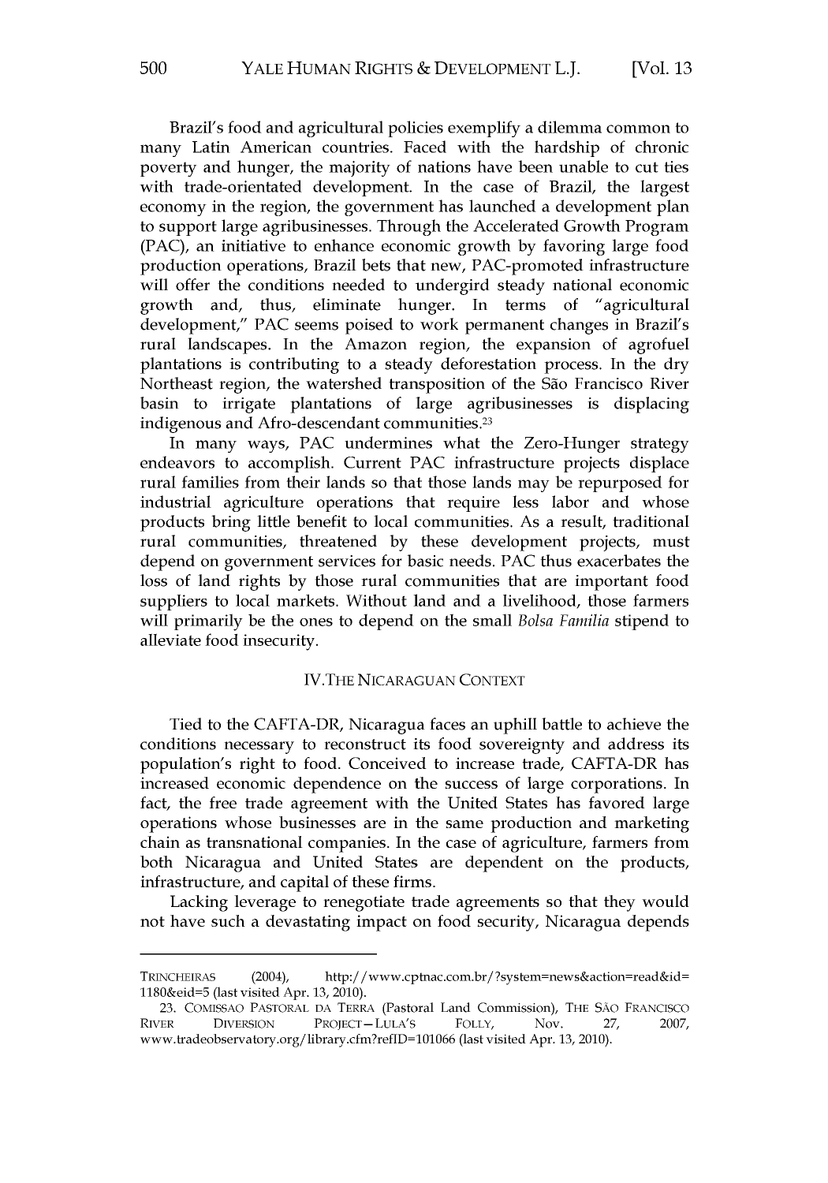Brazil's food and agricultural policies exemplify a dilemma common to many Latin American countries. Faced with the hardship of chronic poverty and hunger, the majority of nations have been unable to cut ties with trade-orientated development. In the case of Brazil, the largest economy in the region, the government has launched a development plan to support large agribusinesses. Through the Accelerated Growth Program (PAC), an initiative to enhance economic growth by favoring large food production operations, Brazil bets that new, PAC-promoted infrastructure will offer the conditions needed to undergird steady national economic growth and, thus, eliminate hunger. In terms of "agricultural development," PAC seems poised to work permanent changes in Brazil's rural landscapes. In the Amazon region, the expansion of agrofuel plantations is contributing to a steady deforestation process. In the dry Northeast region, the watershed transposition of the São Francisco River basin to irrigate plantations of large agribusinesses is displacing indigenous and Afro-descendant communities.[23]

In many ways, PAC undermines what the Zero-Hunger strategy endeavors to accomplish. Current PAC infrastructure projects displace rural families from their lands so that those lands may be repurposed for industrial agriculture operations that require less labor and whose products bring little benefit to local communities. As a result, traditional rural communities, threatened by these development projects, must depend on government services for basic needs. PAC thus exacerbates the loss of land rights by those rural communities that are important food suppliers to local markets. Without land and a livelihood, those farmers will primarily be the ones to depend on the small *Bolsa Familia* stipend to alleviate food insecurity.

## IV. THE NICARAGUAN CONTEXT

Tied to the CAFTA-DR, Nicaragua faces an uphill battle to achieve the conditions necessary to reconstruct its food sovereignty and address its population's right to food. Conceived to increase trade, CAFTA-DR has increased economic dependence on the success of large corporations. In fact, the free trade agreement with the United States has favored large operations whose businesses are in the same production and marketing chain as transnational companies. In the case of agriculture, farmers from both Nicaragua and United States are dependent on the products, infrastructure, and capital of these firms.

Lacking leverage to renegotiate trade agreements so that they would not have such a devastating impact on food security, Nicaragua depends

---

TRINCHEIRAS (2004), http://www.cptnac.com.br/?system=news&action=read&id=1180&eid=5 (last visited Apr. 13, 2010).

23. COMISSAO PASTORAL DA TERRA (Pastoral Land Commission), THE SÃO FRANCISCO RIVER DIVERSION PROJECT—LULA'S FOLLY, Nov. 27, 2007, www.tradeobservatory.org/library.cfm?refID=101066 (last visited Apr. 13, 2010).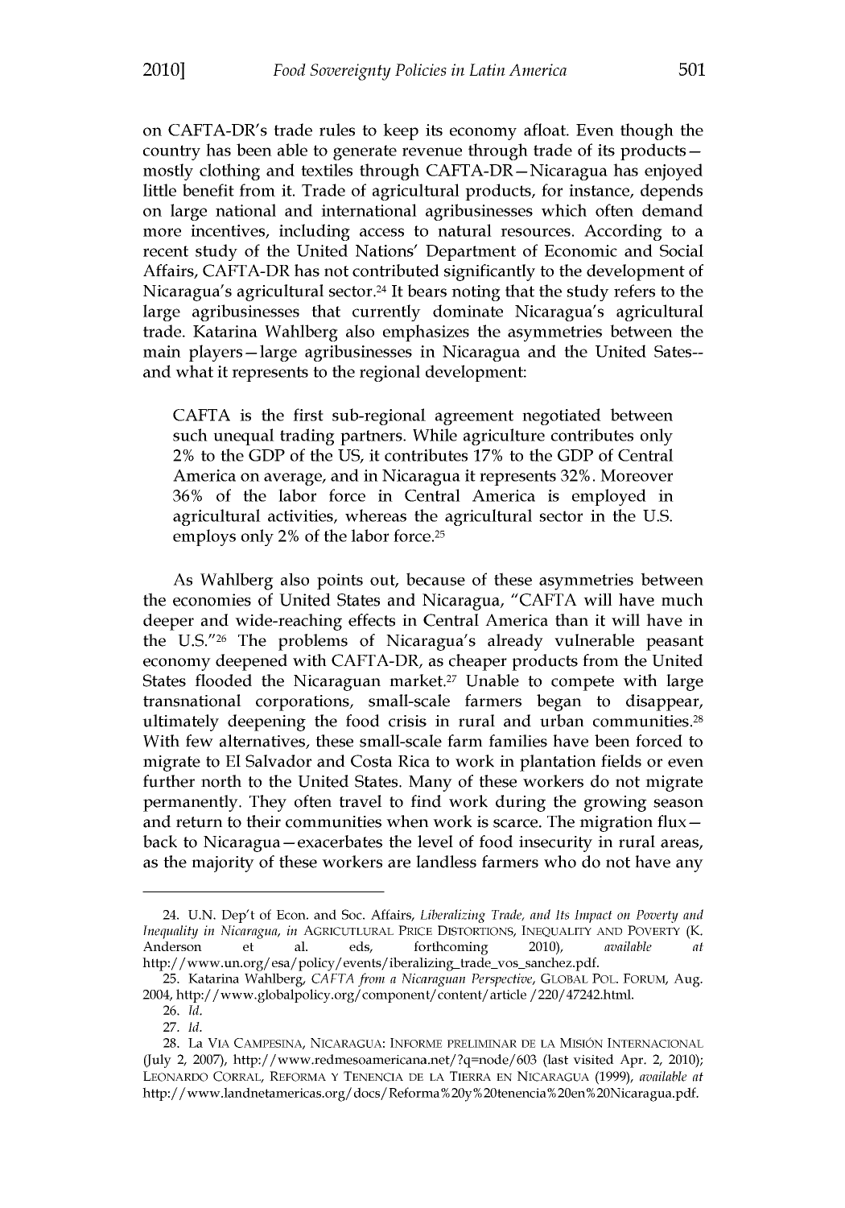on CAFTA-DR's trade rules to keep its economy afloat. Even though the country has been able to generate revenue through trade of its products—mostly clothing and textiles through CAFTA-DR—Nicaragua has enjoyed little benefit from it. Trade of agricultural products, for instance, depends on large national and international agribusinesses which often demand more incentives, including access to natural resources. According to a recent study of the United Nations' Department of Economic and Social Affairs, CAFTA-DR has not contributed significantly to the development of Nicaragua's agricultural sector.[24] It bears noting that the study refers to the large agribusinesses that currently dominate Nicaragua's agricultural trade. Katarina Wahlberg also emphasizes the asymmetries between the main players—large agribusinesses in Nicaragua and the United Sates--and what it represents to the regional development:

> CAFTA is the first sub-regional agreement negotiated between such unequal trading partners. While agriculture contributes only 2% to the GDP of the US, it contributes 17% to the GDP of Central America on average, and in Nicaragua it represents 32%. Moreover 36% of the labor force in Central America is employed in agricultural activities, whereas the agricultural sector in the U.S. employs only 2% of the labor force.[25]

As Wahlberg also points out, because of these asymmetries between the economies of United States and Nicaragua, "CAFTA will have much deeper and wide-reaching effects in Central America than it will have in the U.S."[26] The problems of Nicaragua's already vulnerable peasant economy deepened with CAFTA-DR, as cheaper products from the United States flooded the Nicaraguan market.[27] Unable to compete with large transnational corporations, small-scale farmers began to disappear, ultimately deepening the food crisis in rural and urban communities.[28] With few alternatives, these small-scale farm families have been forced to migrate to El Salvador and Costa Rica to work in plantation fields or even further north to the United States. Many of these workers do not migrate permanently. They often travel to find work during the growing season and return to their communities when work is scarce. The migration flux—back to Nicaragua—exacerbates the level of food insecurity in rural areas, as the majority of these workers are landless farmers who do not have any

---

24. U.N. Dep't of Econ. and Soc. Affairs, *Liberalizing Trade, and Its Impact on Poverty and Inequality in Nicaragua*, *in* AGRICUTLURAL PRICE DISTORTIONS, INEQUALITY AND POVERTY (K. Anderson et al. eds, forthcoming 2010), *available at* http://www.un.org/esa/policy/events/iberalizing_trade_vos_sanchez.pdf.

25. Katarina Wahlberg, *CAFTA from a Nicaraguan Perspective*, GLOBAL POL. FORUM, Aug. 2004, http://www.globalpolicy.org/component/content/article/220/47242.html.

26. *Id.*

27. *Id.*

28. La VIA CAMPESINA, NICARAGUA: INFORME PRELIMINAR DE LA MISIÓN INTERNACIONAL (July 2, 2007), http://www.redmesoamericana.net/?q=node/603 (last visited Apr. 2, 2010); LEONARDO CORRAL, REFORMA Y TENENCIA DE LA TIERRA EN NICARAGUA (1999), *available at* http://www.landnetamericas.org/docs/Reforma%20y%20tenencia%20en%20Nicaragua.pdf.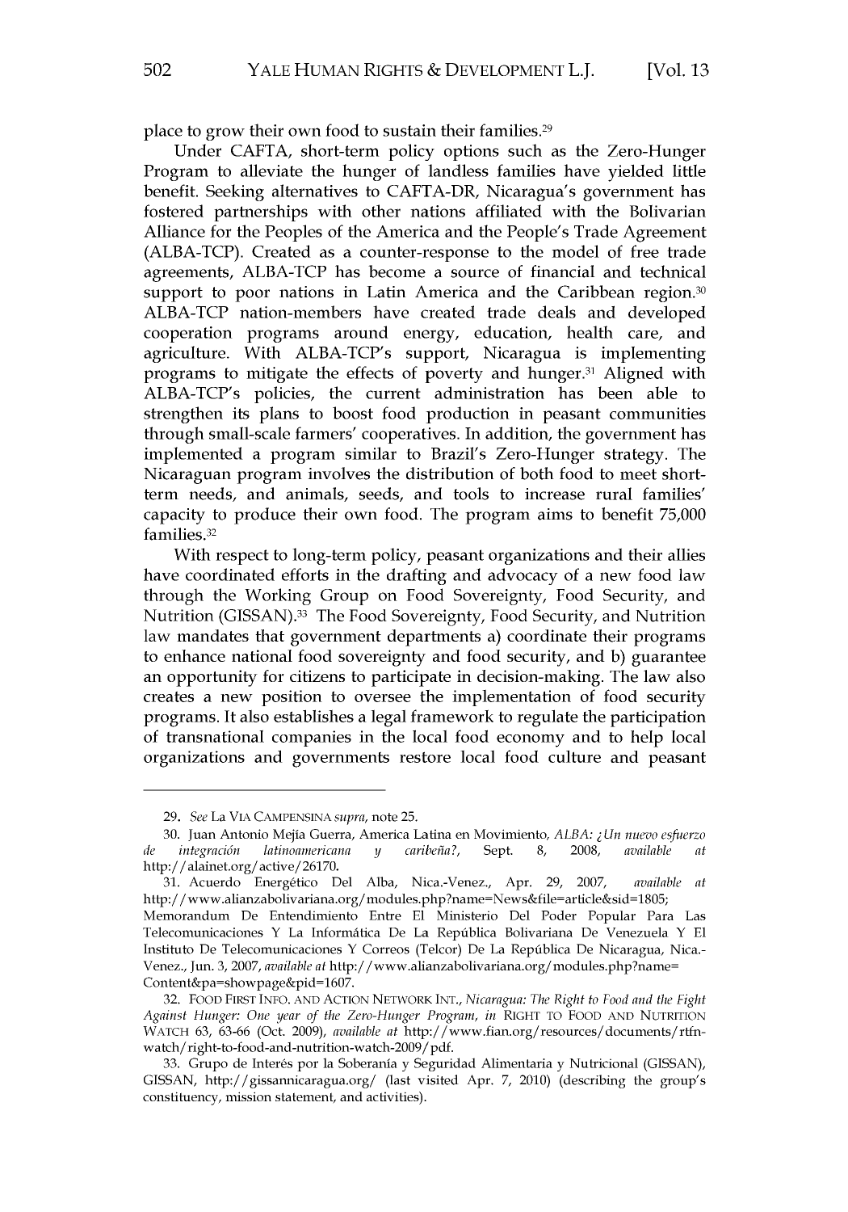place to grow their own food to sustain their families.[29]

Under CAFTA, short-term policy options such as the Zero-Hunger Program to alleviate the hunger of landless families have yielded little benefit. Seeking alternatives to CAFTA-DR, Nicaragua's government has fostered partnerships with other nations affiliated with the Bolivarian Alliance for the Peoples of the America and the People's Trade Agreement (ALBA-TCP). Created as a counter-response to the model of free trade agreements, ALBA-TCP has become a source of financial and technical support to poor nations in Latin America and the Caribbean region.[30] ALBA-TCP nation-members have created trade deals and developed cooperation programs around energy, education, health care, and agriculture. With ALBA-TCP's support, Nicaragua is implementing programs to mitigate the effects of poverty and hunger.[31] Aligned with ALBA-TCP's policies, the current administration has been able to strengthen its plans to boost food production in peasant communities through small-scale farmers' cooperatives. In addition, the government has implemented a program similar to Brazil's Zero-Hunger strategy. The Nicaraguan program involves the distribution of both food to meet short-term needs, and animals, seeds, and tools to increase rural families' capacity to produce their own food. The program aims to benefit 75,000 families.[32]

With respect to long-term policy, peasant organizations and their allies have coordinated efforts in the drafting and advocacy of a new food law through the Working Group on Food Sovereignty, Food Security, and Nutrition (GISSAN).[33] The Food Sovereignty, Food Security, and Nutrition law mandates that government departments a) coordinate their programs to enhance national food sovereignty and food security, and b) guarantee an opportunity for citizens to participate in decision-making. The law also creates a new position to oversee the implementation of food security programs. It also establishes a legal framework to regulate the participation of transnational companies in the local food economy and to help local organizations and governments restore local food culture and peasant

---

29. *See* La VIA CAMPENSINA *supra*, note 25.

30. Juan Antonio Mejía Guerra, America Latina en Movimiento, *ALBA: ¿Un nuevo esfuerzo de integración latinoamericana y caribeña?*, Sept. 8, 2008, *available at* http://alainet.org/active/26170.

31. Acuerdo Energético Del Alba, Nica.-Venez., Apr. 29, 2007, *available at* http://www.alianzabolivariana.org/modules.php?name=News&file=article&sid=1805; Memorandum De Entendimiento Entre El Ministerio Del Poder Popular Para Las Telecomunicaciones Y La Informática De La República Bolivariana De Venezuela Y El Instituto De Telecomunicaciones Y Correos (Telcor) De La República De Nicaragua, Nica.-Venez., Jun. 3, 2007, *available at* http://www.alianzabolivariana.org/modules.php?name=Content&pa=showpage&pid=1607.

32. FOOD FIRST INFO. AND ACTION NETWORK INT., *Nicaragua: The Right to Food and the Fight Against Hunger: One year of the Zero-Hunger Program*, *in* RIGHT TO FOOD AND NUTRITION WATCH 63, 63-66 (Oct. 2009), *available at* http://www.fian.org/resources/documents/rtfn-watch/right-to-food-and-nutrition-watch-2009/pdf.

33. Grupo de Interés por la Soberanía y Seguridad Alimentaria y Nutricional (GISSAN), GISSAN, http://gissannicaragua.org/ (last visited Apr. 7, 2010) (describing the group's constituency, mission statement, and activities).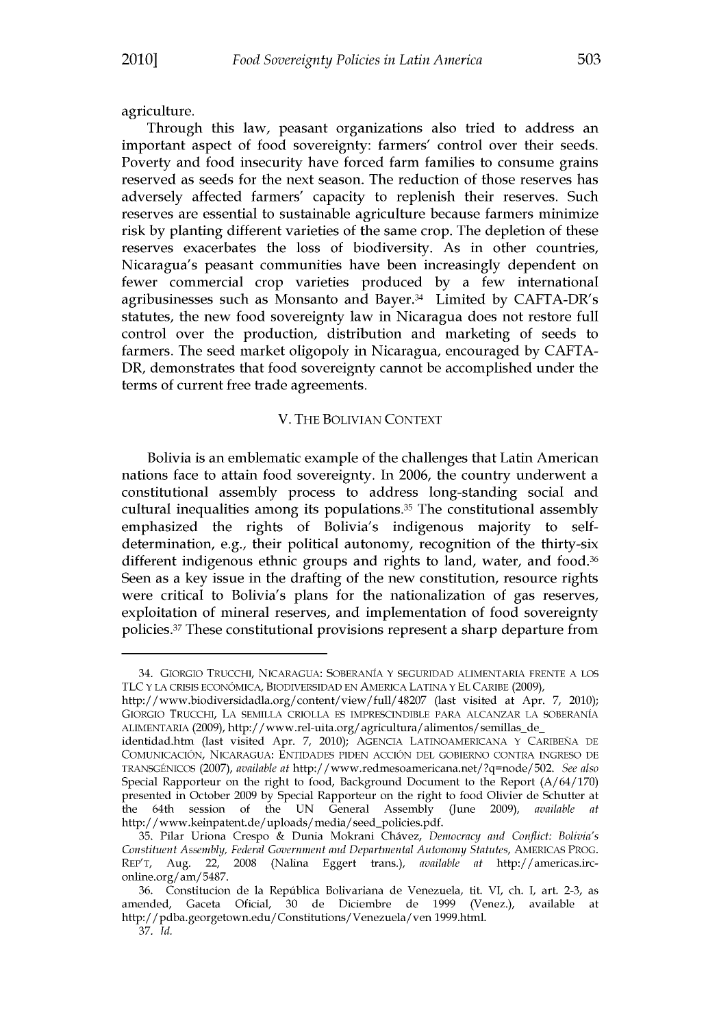agriculture.

Through this law, peasant organizations also tried to address an important aspect of food sovereignty: farmers' control over their seeds. Poverty and food insecurity have forced farm families to consume grains reserved as seeds for the next season. The reduction of those reserves has adversely affected farmers' capacity to replenish their reserves. Such reserves are essential to sustainable agriculture because farmers minimize risk by planting different varieties of the same crop. The depletion of these reserves exacerbates the loss of biodiversity. As in other countries, Nicaragua's peasant communities have been increasingly dependent on fewer commercial crop varieties produced by a few international agribusinesses such as Monsanto and Bayer.[34] Limited by CAFTA-DR's statutes, the new food sovereignty law in Nicaragua does not restore full control over the production, distribution and marketing of seeds to farmers. The seed market oligopoly in Nicaragua, encouraged by CAFTA-DR, demonstrates that food sovereignty cannot be accomplished under the terms of current free trade agreements.

## V. THE BOLIVIAN CONTEXT

Bolivia is an emblematic example of the challenges that Latin American nations face to attain food sovereignty. In 2006, the country underwent a constitutional assembly process to address long-standing social and cultural inequalities among its populations.[35] The constitutional assembly emphasized the rights of Bolivia's indigenous majority to self-determination, e.g., their political autonomy, recognition of the thirty-six different indigenous ethnic groups and rights to land, water, and food.[36] Seen as a key issue in the drafting of the new constitution, resource rights were critical to Bolivia's plans for the nationalization of gas reserves, exploitation of mineral reserves, and implementation of food sovereignty policies.[37] These constitutional provisions represent a sharp departure from

---

34. GIORGIO TRUCCHI, NICARAGUA: SOBERANÍA Y SEGURIDAD ALIMENTARIA FRENTE A LOS TLC Y LA CRISIS ECONÓMICA, BIODIVERSIDAD EN AMERICA LATINA Y EL CARIBE (2009), http://www.biodiversidadla.org/content/view/full/48207 (last visited at Apr. 7, 2010); GIORGIO TRUCCHI, LA SEMILLA CRIOLLA ES IMPRESCINDIBLE PARA ALCANZAR LA SOBERANÍA ALIMENTARIA (2009), http://www.rel-uita.org/agricultura/alimentos/semillas_de_identidad.htm (last visited Apr. 7, 2010); AGENCIA LATINOAMERICANA Y CARIBEÑA DE COMUNICACIÓN, NICARAGUA: ENTIDADES PIDEN ACCIÓN DEL GOBIERNO CONTRA INGRESO DE TRANSGÉNICOS (2007), *available at* http://www.redmesoamericana.net/?q=node/502. *See also* Special Rapporteur on the right to food, Background Document to the Report (A/64/170) presented in October 2009 by Special Rapporteur on the right to food Olivier de Schutter at the 64th session of the UN General Assembly (June 2009), *available at* http://www.keinpatent.de/uploads/media/seed_policies.pdf.

35. Pilar Uriona Crespo & Dunia Mokrani Chávez, *Democracy and Conflict: Bolivia's Constituent Assembly, Federal Government and Departmental Autonomy Statutes*, AMERICAS PROG. REP'T, Aug. 22, 2008 (Nalina Eggert trans.), *available at* http://americas.irc-online.org/am/5487.

36. Constitucíon de la República Bolivariana de Venezuela, tit. VI, ch. I, art. 2-3, as amended, Gaceta Oficial, 30 de Diciembre de 1999 (Venez.), available at http://pdba.georgetown.edu/Constitutions/Venezuela/ven 1999.html.

37. *Id.*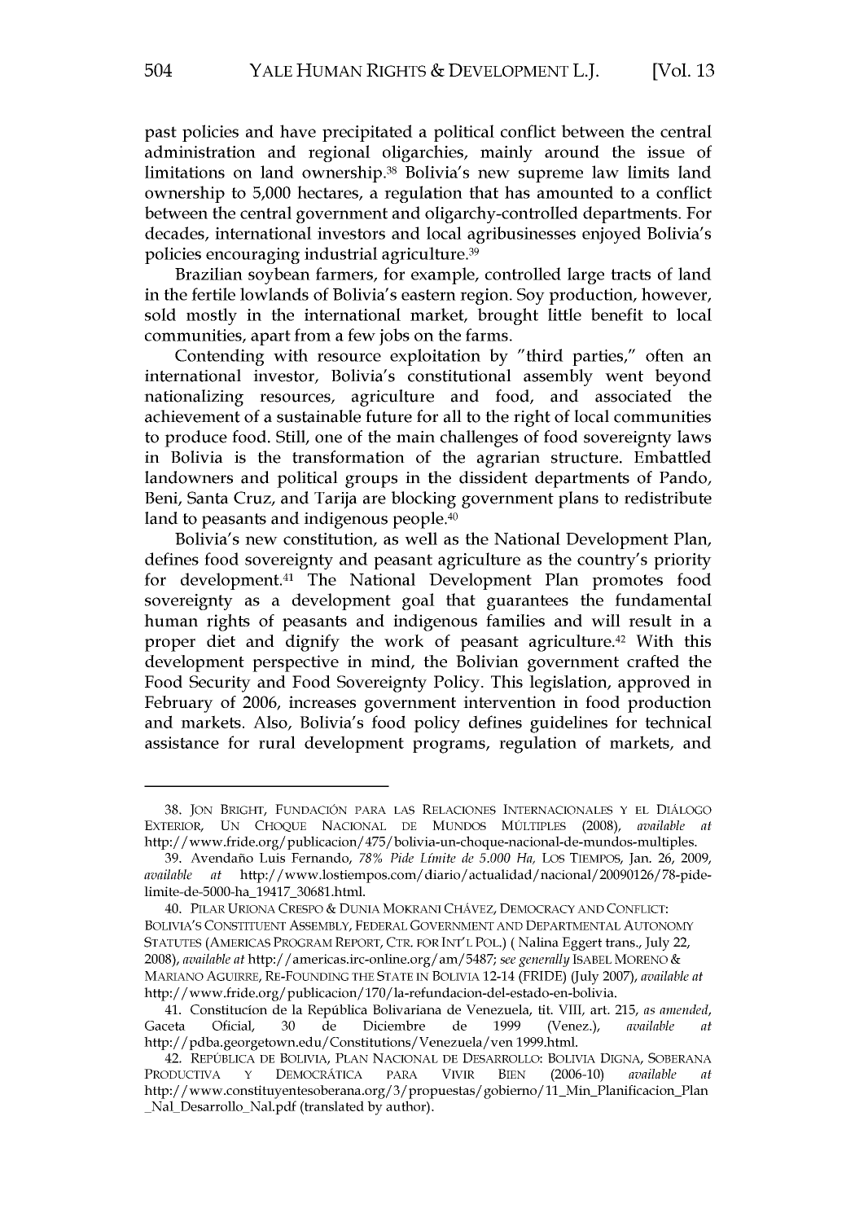past policies and have precipitated a political conflict between the central administration and regional oligarchies, mainly around the issue of limitations on land ownership.[38] Bolivia's new supreme law limits land ownership to 5,000 hectares, a regulation that has amounted to a conflict between the central government and oligarchy-controlled departments. For decades, international investors and local agribusinesses enjoyed Bolivia's policies encouraging industrial agriculture.[39]

Brazilian soybean farmers, for example, controlled large tracts of land in the fertile lowlands of Bolivia's eastern region. Soy production, however, sold mostly in the international market, brought little benefit to local communities, apart from a few jobs on the farms.

Contending with resource exploitation by "third parties," often an international investor, Bolivia's constitutional assembly went beyond nationalizing resources, agriculture and food, and associated the achievement of a sustainable future for all to the right of local communities to produce food. Still, one of the main challenges of food sovereignty laws in Bolivia is the transformation of the agrarian structure. Embattled landowners and political groups in the dissident departments of Pando, Beni, Santa Cruz, and Tarija are blocking government plans to redistribute land to peasants and indigenous people.[40]

Bolivia's new constitution, as well as the National Development Plan, defines food sovereignty and peasant agriculture as the country's priority for development.[41] The National Development Plan promotes food sovereignty as a development goal that guarantees the fundamental human rights of peasants and indigenous families and will result in a proper diet and dignify the work of peasant agriculture.[42] With this development perspective in mind, the Bolivian government crafted the Food Security and Food Sovereignty Policy. This legislation, approved in February of 2006, increases government intervention in food production and markets. Also, Bolivia's food policy defines guidelines for technical assistance for rural development programs, regulation of markets, and

---

38. JON BRIGHT, FUNDACIÓN PARA LAS RELACIONES INTERNACIONALES Y EL DIÁLOGO EXTERIOR, UN CHOQUE NACIONAL DE MUNDOS MÚLTIPLES (2008), *available at* http://www.fride.org/publicacion/475/bolivia-un-choque-nacional-de-mundos-multiples.

39. Avendaño Luis Fernando, *78% Pide Límite de 5.000 Ha*, LOS TIEMPOS, Jan. 26, 2009, *available at* http://www.lostiempos.com/diario/actualidad/nacional/20090126/78-pide-limite-de-5000-ha_19417_30681.html.

40. PILAR URIONA CRESPO & DUNIA MOKRANI CHÁVEZ, DEMOCRACY AND CONFLICT: BOLIVIA'S CONSTITUENT ASSEMBLY, FEDERAL GOVERNMENT AND DEPARTMENTAL AUTONOMY STATUTES (AMERICAS PROGRAM REPORT, CTR. FOR INT'L POL.) ( Nalina Eggert trans., July 22, 2008), *available at* http://americas.irc-online.org/am/5487; *see generally* ISABEL MORENO & MARIANO AGUIRRE, RE-FOUNDING THE STATE IN BOLIVIA 12-14 (FRIDE) (July 2007), *available at* http://www.fride.org/publicacion/170/la-refundacion-del-estado-en-bolivia.

41. Constitucíon de la República Bolivariana de Venezuela, tit. VIII, art. 215, *as amended*, Gaceta Oficial, 30 de Diciembre de 1999 (Venez.), *available at* http://pdba.georgetown.edu/Constitutions/Venezuela/ven 1999.html.

42. REPÚBLICA DE BOLIVIA, PLAN NACIONAL DE DESARROLLO: BOLIVIA DIGNA, SOBERANA PRODUCTIVA Y DEMOCRÁTICA PARA VIVIR BIEN (2006-10) *available at* http://www.constituyentesoberana.org/3/propuestas/gobierno/11_Min_Planificacion_Plan_Nal_Desarrollo_Nal.pdf (translated by author).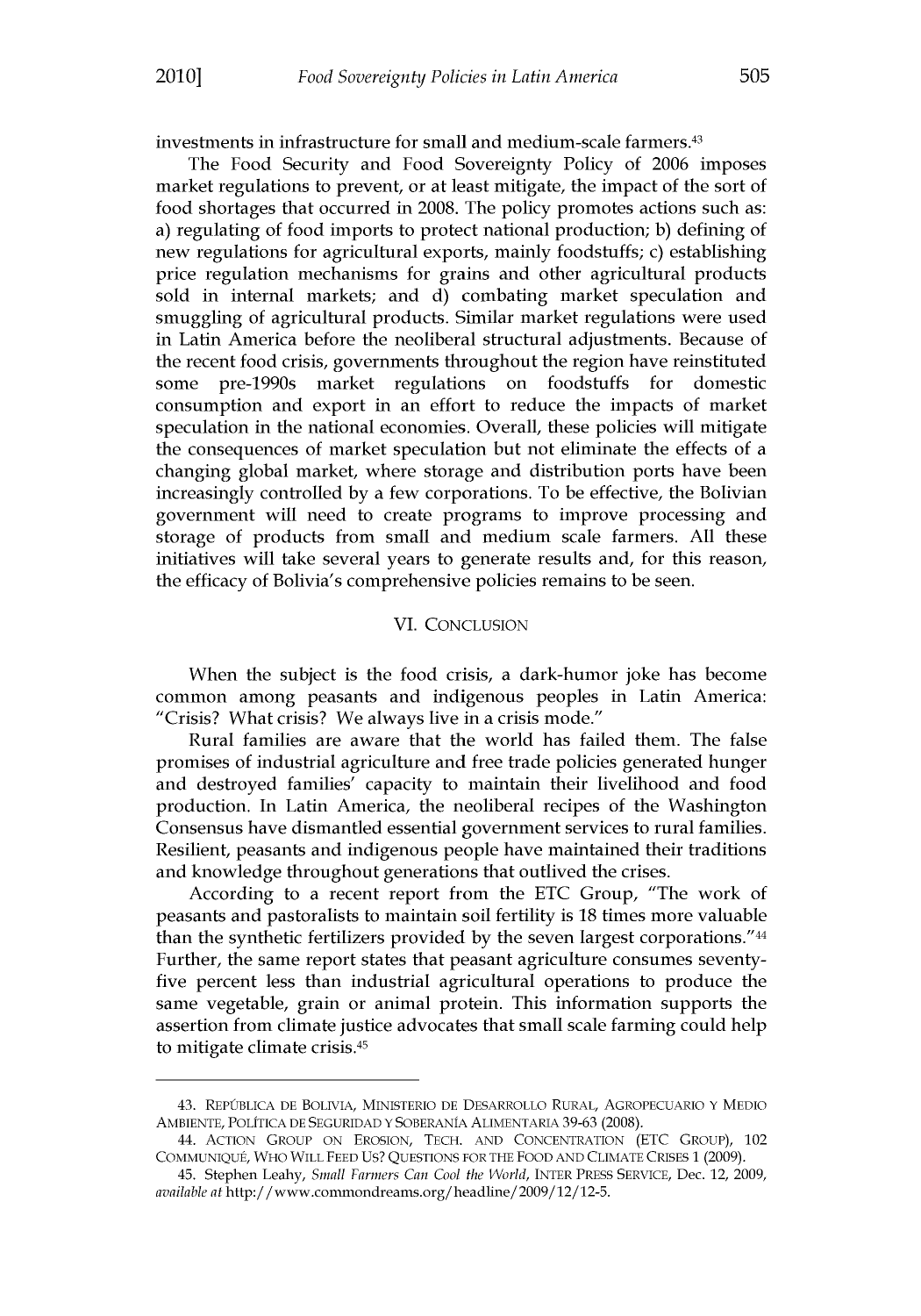investments in infrastructure for small and medium-scale farmers.[43]

The Food Security and Food Sovereignty Policy of 2006 imposes market regulations to prevent, or at least mitigate, the impact of the sort of food shortages that occurred in 2008. The policy promotes actions such as: a) regulating of food imports to protect national production; b) defining of new regulations for agricultural exports, mainly foodstuffs; c) establishing price regulation mechanisms for grains and other agricultural products sold in internal markets; and d) combating market speculation and smuggling of agricultural products. Similar market regulations were used in Latin America before the neoliberal structural adjustments. Because of the recent food crisis, governments throughout the region have reinstituted some pre-1990s market regulations on foodstuffs for domestic consumption and export in an effort to reduce the impacts of market speculation in the national economies. Overall, these policies will mitigate the consequences of market speculation but not eliminate the effects of a changing global market, where storage and distribution ports have been increasingly controlled by a few corporations. To be effective, the Bolivian government will need to create programs to improve processing and storage of products from small and medium scale farmers. All these initiatives will take several years to generate results and, for this reason, the efficacy of Bolivia's comprehensive policies remains to be seen.

## VI. Conclusion

When the subject is the food crisis, a dark-humor joke has become common among peasants and indigenous peoples in Latin America: "Crisis? What crisis? We always live in a crisis mode."

Rural families are aware that the world has failed them. The false promises of industrial agriculture and free trade policies generated hunger and destroyed families' capacity to maintain their livelihood and food production. In Latin America, the neoliberal recipes of the Washington Consensus have dismantled essential government services to rural families. Resilient, peasants and indigenous people have maintained their traditions and knowledge throughout generations that outlived the crises.

According to a recent report from the ETC Group, "The work of peasants and pastoralists to maintain soil fertility is 18 times more valuable than the synthetic fertilizers provided by the seven largest corporations."[44] Further, the same report states that peasant agriculture consumes seventy-five percent less than industrial agricultural operations to produce the same vegetable, grain or animal protein. This information supports the assertion from climate justice advocates that small scale farming could help to mitigate climate crisis.[45]

---

43. República de Bolivia, Ministerio de Desarrollo Rural, Agropecuario y Medio Ambiente, Política de Seguridad y Soberanía Alimentaria 39-63 (2008).

44. Action Group on Erosion, Tech. and Concentration (ETC Group), 102 Communiqué, Who Will Feed Us? Questions for the Food and Climate Crises 1 (2009).

45. Stephen Leahy, *Small Farmers Can Cool the World*, Inter Press Service, Dec. 12, 2009, *available at* http://www.commondreams.org/headline/2009/12/12-5.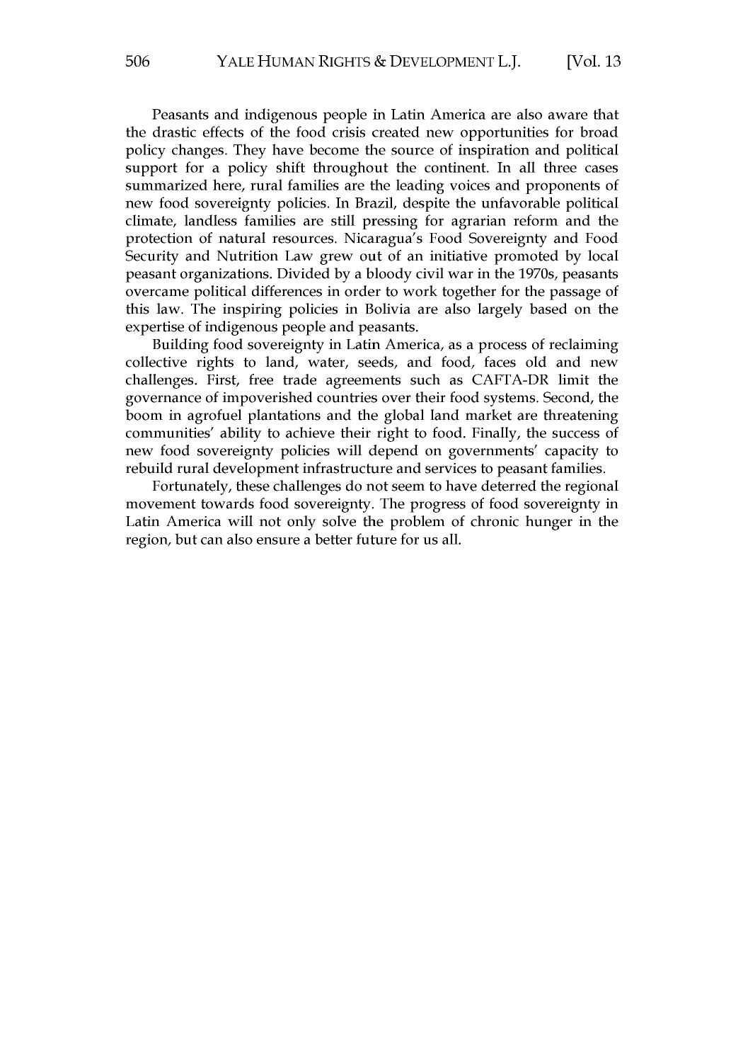Peasants and indigenous people in Latin America are also aware that the drastic effects of the food crisis created new opportunities for broad policy changes. They have become the source of inspiration and political support for a policy shift throughout the continent. In all three cases summarized here, rural families are the leading voices and proponents of new food sovereignty policies. In Brazil, despite the unfavorable political climate, landless families are still pressing for agrarian reform and the protection of natural resources. Nicaragua's Food Sovereignty and Food Security and Nutrition Law grew out of an initiative promoted by local peasant organizations. Divided by a bloody civil war in the 1970s, peasants overcame political differences in order to work together for the passage of this law. The inspiring policies in Bolivia are also largely based on the expertise of indigenous people and peasants.

Building food sovereignty in Latin America, as a process of reclaiming collective rights to land, water, seeds, and food, faces old and new challenges. First, free trade agreements such as CAFTA-DR limit the governance of impoverished countries over their food systems. Second, the boom in agrofuel plantations and the global land market are threatening communities' ability to achieve their right to food. Finally, the success of new food sovereignty policies will depend on governments' capacity to rebuild rural development infrastructure and services to peasant families.

Fortunately, these challenges do not seem to have deterred the regional movement towards food sovereignty. The progress of food sovereignty in Latin America will not only solve the problem of chronic hunger in the region, but can also ensure a better future for us all.